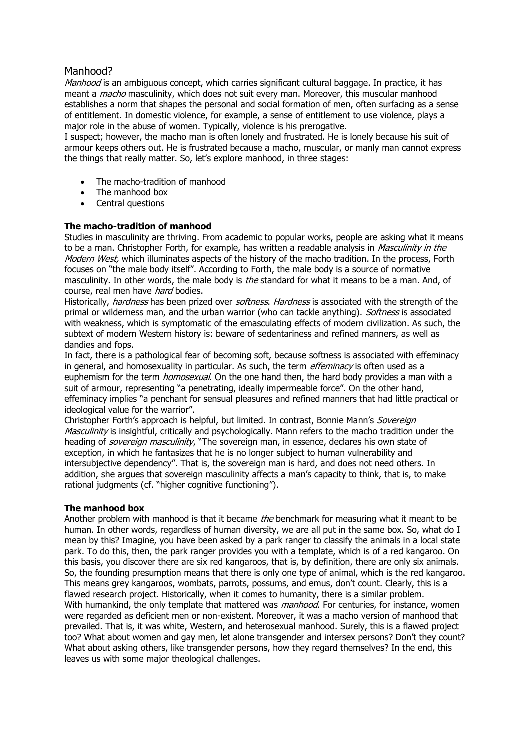# Manhood?

*Manhood* is an ambiguous concept, which carries significant cultural baggage. In practice, it has meant a *macho* masculinity, which does not suit every man. Moreover, this muscular manhood establishes a norm that shapes the personal and social formation of men, often surfacing as a sense of entitlement. In domestic violence, for example, a sense of entitlement to use violence, plays a major role in the abuse of women. Typically, violence is his prerogative.

I suspect; however, the macho man is often lonely and frustrated. He is lonely because his suit of armour keeps others out. He is frustrated because a macho, muscular, or manly man cannot express the things that really matter. So, let's explore manhood, in three stages:

- The macho-tradition of manhood
- The manhood box
- Central questions

**The macho-tradition of manhood**

Studies in masculinity are thriving. From academic to popular works, people are asking what it means to be a man. Christopher Forth, for example, has written a readable analysis in *Masculinity in the Modern West,* which illuminates aspects of the history of the macho tradition. In the process, Forth focuses on "the male body itself". According to Forth, the male body is a source of normative masculinity. In other words, the male body is *the* standard for what it means to be a man. And, of course, real men have *hard* bodies.

Historically, *hardness* has been prized over *softness*. *Hardness* is associated with the strength of the primal or wilderness man, and the urban warrior (who can tackle anything). *Softness* is associated with weakness, which is symptomatic of the emasculating effects of modern civilization. As such, the subtext of modern Western history is: beware of sedentariness and refined manners, as well as dandies and fops.

In fact, there is a pathological fear of becoming soft, because softness is associated with effeminacy in general, and homosexuality in particular. As such, the term *effeminacy* is often used as a euphemism for the term *homosexual*. On the one hand then, the hard body provides a man with a suit of armour, representing "a penetrating, ideally impermeable force". On the other hand, effeminacy implies "a penchant for sensual pleasures and refined manners that had little practical or ideological value for the warrior".

Christopher Forth's approach is helpful, but limited. In contrast, Bonnie Mann's *Sovereign Masculinity* is insightful, critically and psychologically. Mann refers to the macho tradition under the heading of *sovereign masculinity*, "The sovereign man, in essence, declares his own state of exception, in which he fantasizes that he is no longer subject to human vulnerability and intersubjective dependency". That is, the sovereign man is hard, and does not need others. In addition, she argues that sovereign masculinity affects a man's capacity to think, that is, to make rational judgments (cf. "higher cognitive functioning").

**The manhood box**

Another problem with manhood is that it became *the* benchmark for measuring what it meant to be human. In other words, regardless of human diversity, we are all put in the same box. So, what do I mean by this? Imagine, you have been asked by a park ranger to classify the animals in a local state park. To do this, then, the park ranger provides you with a template, which is of a red kangaroo. On this basis, you discover there are six red kangaroos, that is, by definition, there are only six animals. So, the founding presumption means that there is only one type of animal, which is the red kangaroo. This means grey kangaroos, wombats, parrots, possums, and emus, don't count. Clearly, this is a flawed research project. Historically, when it comes to humanity, there is a similar problem.

With humankind, the only template that mattered was *manhood*. For centuries, for instance, women were regarded as deficient men or non-existent. Moreover, it was a macho version of manhood that prevailed. That is, it was white, Western, and heterosexual manhood. Surely, this is a flawed project too? What about women and gay men, let alone transgender and intersex persons? Don't they count? What about asking others, like transgender persons, how they regard themselves? In the end, this leaves us with some major theological challenges.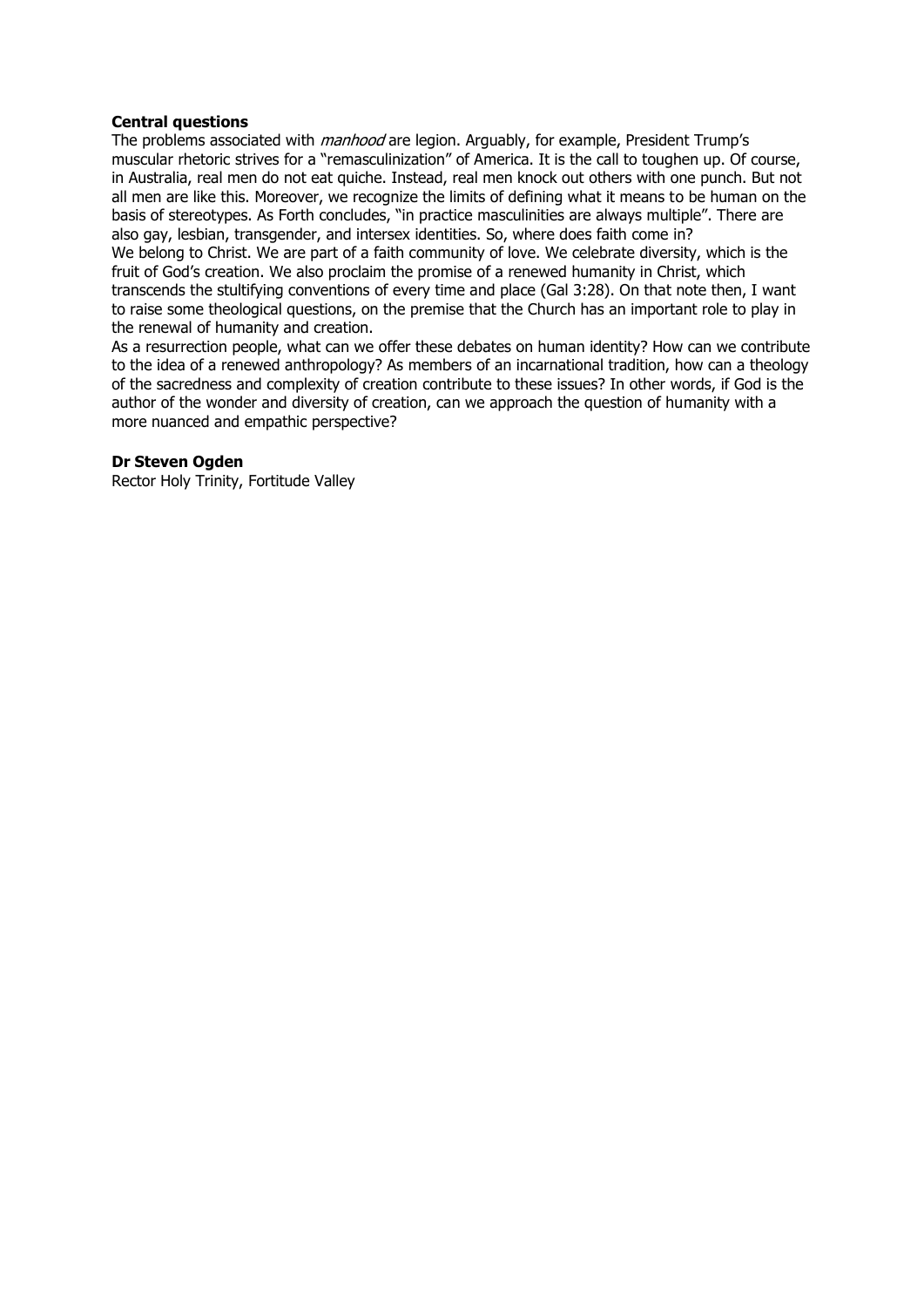**Central questions**

The problems associated with *manhood* are legion. Arguably, for example, President Trump's muscular rhetoric strives for a "remasculinization" of America. It is the call to toughen up. Of course, in Australia, real men do not eat quiche. Instead, real men knock out others with one punch. But not all men are like this. Moreover, we recognize the limits of defining what it means to be human on the basis of stereotypes. As Forth concludes, "in practice masculinities are always multiple". There are also gay, lesbian, transgender, and intersex identities. So, where does faith come in?

We belong to Christ. We are part of a faith community of love. We celebrate diversity, which is the fruit of God's creation. We also proclaim the promise of a renewed humanity in Christ, which transcends the stultifying conventions of every time and place (Gal 3:28). On that note then, I want to raise some theological questions, on the premise that the Church has an important role to play in the renewal of humanity and creation.

As a resurrection people, what can we offer these debates on human identity? How can we contribute to the idea of a renewed anthropology? As members of an incarnational tradition, how can a theology of the sacredness and complexity of creation contribute to these issues? In other words, if God is the author of the wonder and diversity of creation, can we approach the question of humanity with a more nuanced and empathic perspective?

**Dr Steven Ogden**

Rector Holy Trinity, Fortitude Valley